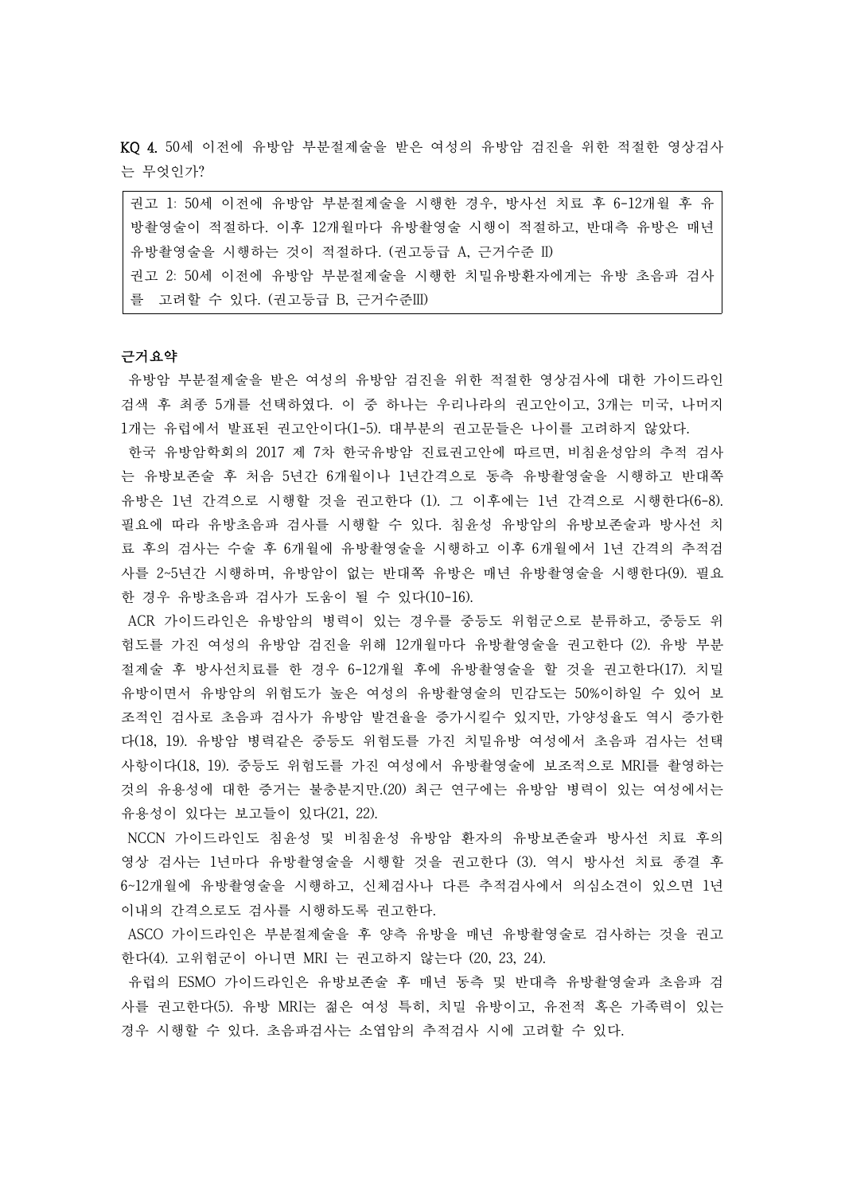**KQ 4.** 50세 이전에 유방암 부분절제술을 받은 여성의 유방암 검진을 위한 적절한 영상검사는 무엇인가?

> 권고 1: 50세 이전에 유방암 부분절제술을 시행한 경우, 방사선 치료 후 6-12개월 후 유방촬영술이 적절하다. 이후 12개월마다 유방촬영술 시행이 적절하고, 반대측 유방은 매년 유방촬영술을 시행하는 것이 적절하다. (권고등급 A, 근거수준 II)
> 권고 2: 50세 이전에 유방암 부분절제술을 시행한 치밀유방환자에게는 유방 초음파 검사를 고려할 수 있다. (권고등급 B, 근거수준III)

**근거요약**

유방암 부분절제술을 받은 여성의 유방암 검진을 위한 적절한 영상검사에 대한 가이드라인 검색 후 최종 5개를 선택하였다. 이 중 하나는 우리나라의 권고안이고, 3개는 미국, 나머지 1개는 유럽에서 발표된 권고안이다(1-5). 대부분의 권고문들은 나이를 고려하지 않았다.

한국 유방암학회의 2017 제 7차 한국유방암 진료권고안에 따르면, 비침윤성암의 추적 검사는 유방보존술 후 처음 5년간 6개월이나 1년간격으로 동측 유방촬영술을 시행하고 반대쪽 유방은 1년 간격으로 시행할 것을 권고한다 (1). 그 이후에는 1년 간격으로 시행한다(6-8). 필요에 따라 유방초음파 검사를 시행할 수 있다. 침윤성 유방암의 유방보존술과 방사선 치료 후의 검사는 수술 후 6개월에 유방촬영술을 시행하고 이후 6개월에서 1년 간격의 추적검사를 2~5년간 시행하며, 유방암이 없는 반대쪽 유방은 매년 유방촬영술을 시행한다(9). 필요한 경우 유방초음파 검사가 도움이 될 수 있다(10-16).

ACR 가이드라인은 유방암의 병력이 있는 경우를 중등도 위험군으로 분류하고, 중등도 위험도를 가진 여성의 유방암 검진을 위해 12개월마다 유방촬영술을 권고한다 (2). 유방 부분절제술 후 방사선치료를 한 경우 6-12개월 후에 유방촬영술을 할 것을 권고한다(17). 치밀유방이면서 유방암의 위험도가 높은 여성의 유방촬영술의 민감도는 50%이하일 수 있어 보조적인 검사로 초음파 검사가 유방암 발견율을 증가시킬수 있지만, 가양성율도 역시 증가한다(18, 19). 유방암 병력같은 중등도 위험도를 가진 치밀유방 여성에서 초음파 검사는 선택사항이다(18, 19). 중등도 위험도를 가진 여성에서 유방촬영술에 보조적으로 MRI를 촬영하는 것의 유용성에 대한 증거는 불충분지만.(20) 최근 연구에는 유방암 병력이 있는 여성에서는 유용성이 있다는 보고들이 있다(21, 22).

NCCN 가이드라인도 침윤성 및 비침윤성 유방암 환자의 유방보존술과 방사선 치료 후의 영상 검사는 1년마다 유방촬영술을 시행할 것을 권고한다 (3). 역시 방사선 치료 종결 후 6~12개월에 유방촬영술을 시행하고, 신체검사나 다른 추적검사에서 의심소견이 있으면 1년 이내의 간격으로도 검사를 시행하도록 권고한다.

ASCO 가이드라인은 부분절제술을 후 양측 유방을 매년 유방촬영술로 검사하는 것을 권고한다(4). 고위험군이 아니면 MRI 는 권고하지 않는다 (20, 23, 24).

유럽의 ESMO 가이드라인은 유방보존술 후 매년 동측 및 반대측 유방촬영술과 초음파 검사를 권고한다(5). 유방 MRI는 젊은 여성 특히, 치밀 유방이고, 유전적 혹은 가족력이 있는 경우 시행할 수 있다. 초음파검사는 소엽암의 추적검사 시에 고려할 수 있다.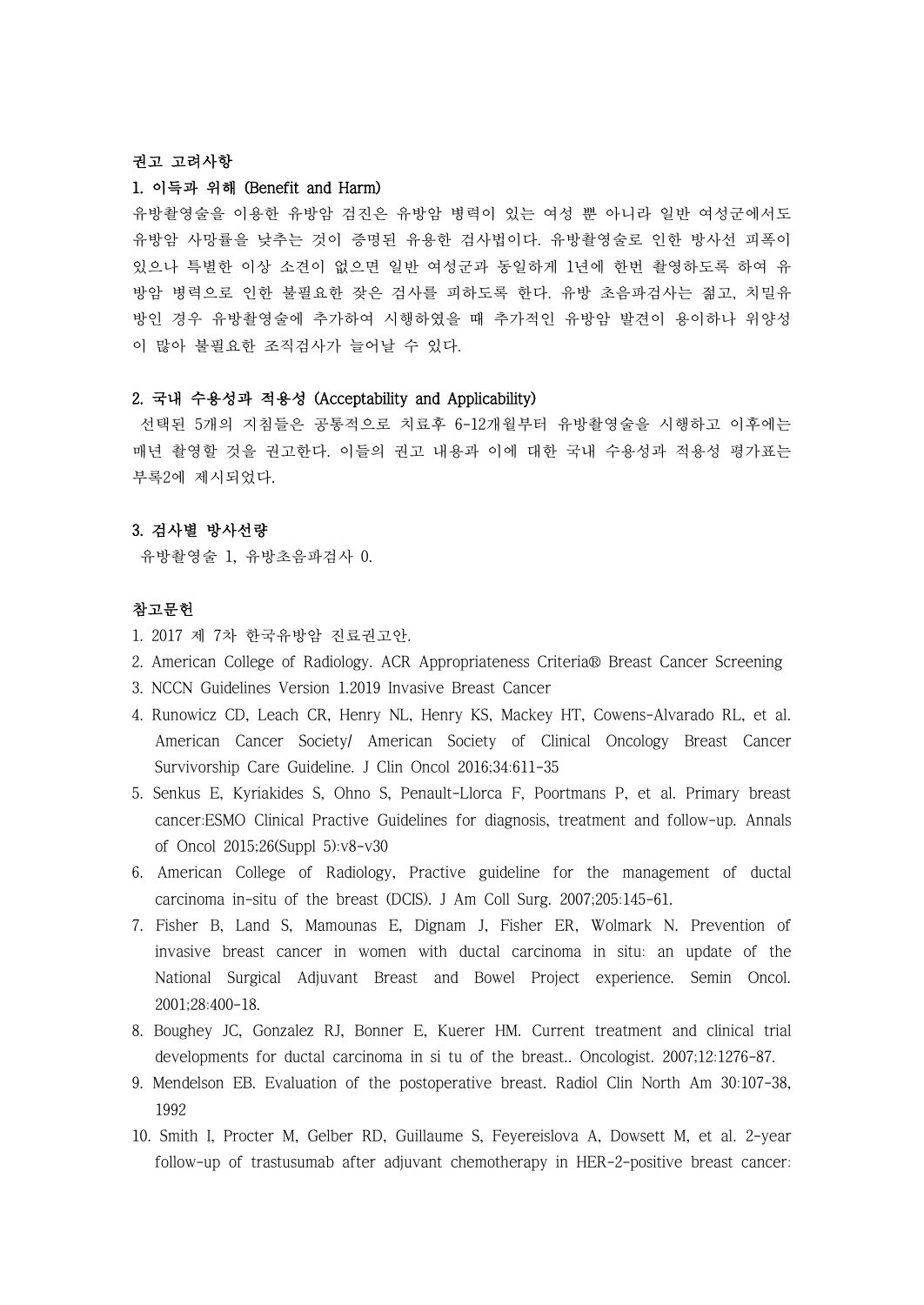## 권고 고려사항

### 1. 이득과 위해 (Benefit and Harm)

유방촬영술을 이용한 유방암 검진은 유방암 병력이 있는 여성 뿐 아니라 일반 여성군에서도 유방암 사망률을 낮추는 것이 증명된 유용한 검사법이다. 유방촬영술로 인한 방사선 피폭이 있으나 특별한 이상 소견이 없으면 일반 여성군과 동일하게 1년에 한번 촬영하도록 하여 유방암 병력으로 인한 불필요한 잦은 검사를 피하도록 한다. 유방 초음파검사는 젊고, 치밀유방인 경우 유방촬영술에 추가하여 시행하였을 때 추가적인 유방암 발견이 용이하나 위양성이 많아 불필요한 조직검사가 늘어날 수 있다.

### 2. 국내 수용성과 적용성 (Acceptability and Applicability)

선택된 5개의 지침들은 공통적으로 치료후 6-12개월부터 유방촬영술을 시행하고 이후에는 매년 촬영할 것을 권고한다. 이들의 권고 내용과 이에 대한 국내 수용성과 적용성 평가표는 부록2에 제시되었다.

### 3. 검사별 방사선량

유방촬영술 1, 유방초음파검사 0.

## 참고문헌

1. 2017 제 7차 한국유방암 진료권고안.
2. American College of Radiology. ACR Appropriateness Criteria® Breast Cancer Screening
3. NCCN Guidelines Version 1.2019 Invasive Breast Cancer
4. Runowicz CD, Leach CR, Henry NL, Henry KS, Mackey HT, Cowens-Alvarado RL, et al. American Cancer Society/ American Society of Clinical Oncology Breast Cancer Survivorship Care Guideline. J Clin Oncol 2016;34:611-35
5. Senkus E, Kyriakides S, Ohno S, Penault-Llorca F, Poortmans P, et al. Primary breast cancer:ESMO Clinical Practive Guidelines for diagnosis, treatment and follow-up. Annals of Oncol 2015;26(Suppl 5):v8-v30
6. American College of Radiology, Practive guideline for the management of ductal carcinoma in-situ of the breast (DCIS). J Am Coll Surg. 2007;205:145-61.
7. Fisher B, Land S, Mamounas E, Dignam J, Fisher ER, Wolmark N. Prevention of invasive breast cancer in women with ductal carcinoma in situ: an update of the National Surgical Adjuvant Breast and Bowel Project experience. Semin Oncol. 2001;28:400-18.
8. Boughey JC, Gonzalez RJ, Bonner E, Kuerer HM. Current treatment and clinical trial developments for ductal carcinoma in si tu of the breast.. Oncologist. 2007;12:1276-87.
9. Mendelson EB. Evaluation of the postoperative breast. Radiol Clin North Am 30:107-38, 1992
10. Smith I, Procter M, Gelber RD, Guillaume S, Feyereislova A, Dowsett M, et al. 2-year follow-up of trastusumab after adjuvant chemotherapy in HER-2-positive breast cancer: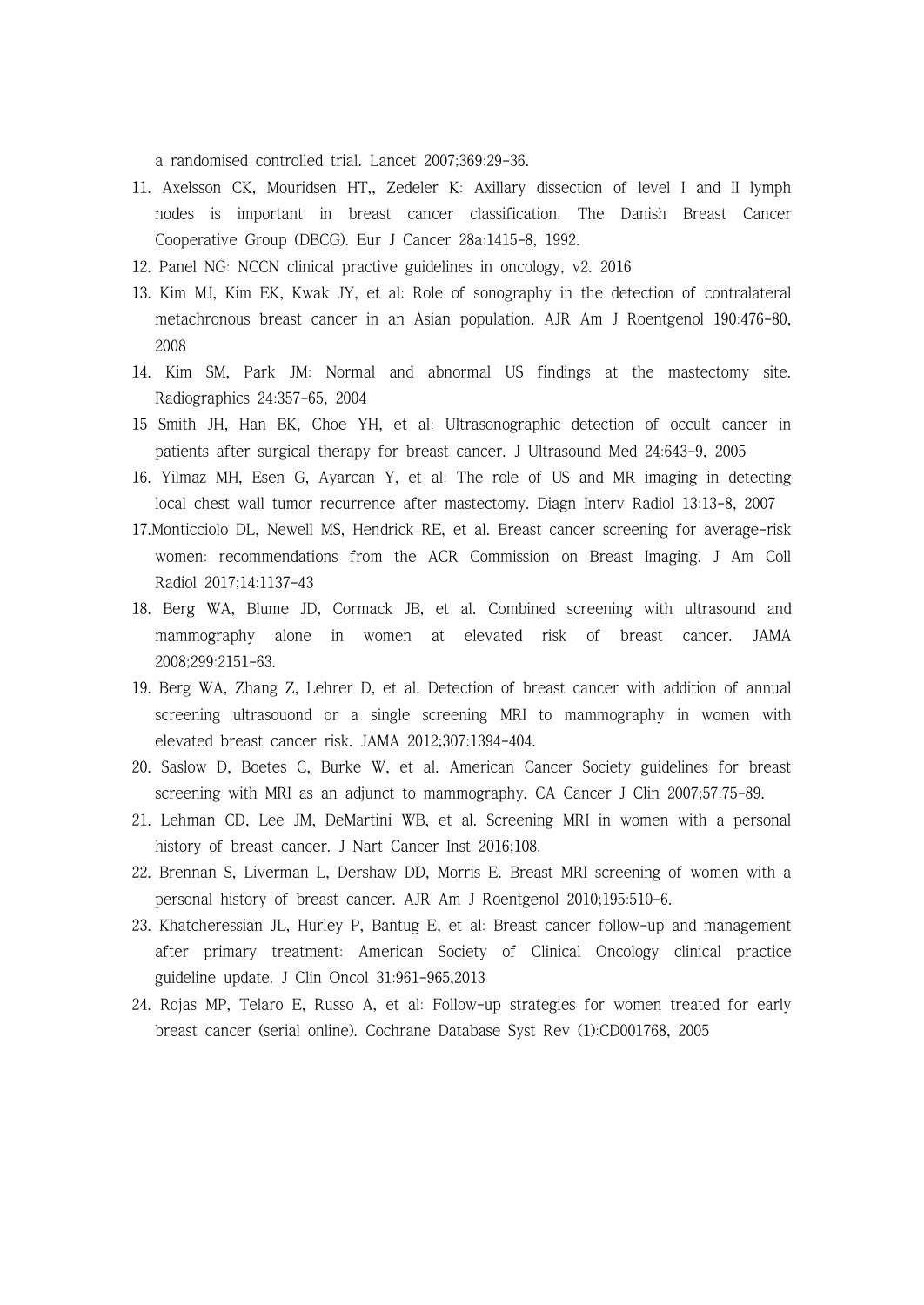a randomised controlled trial. Lancet 2007;369:29-36.

11. Axelsson CK, Mouridsen HT,, Zedeler K: Axillary dissection of level I and II lymph nodes is important in breast cancer classification. The Danish Breast Cancer Cooperative Group (DBCG). Eur J Cancer 28a:1415-8, 1992.
12. Panel NG: NCCN clinical practive guidelines in oncology, v2. 2016
13. Kim MJ, Kim EK, Kwak JY, et al: Role of sonography in the detection of contralateral metachronous breast cancer in an Asian population. AJR Am J Roentgenol 190:476-80, 2008
14. Kim SM, Park JM: Normal and abnormal US findings at the mastectomy site. Radiographics 24:357-65, 2004
15 Smith JH, Han BK, Choe YH, et al: Ultrasonographic detection of occult cancer in patients after surgical therapy for breast cancer. J Ultrasound Med 24:643-9, 2005
16. Yilmaz MH, Esen G, Ayarcan Y, et al: The role of US and MR imaging in detecting local chest wall tumor recurrence after mastectomy. Diagn Interv Radiol 13:13-8, 2007
17. Monticciolo DL, Newell MS, Hendrick RE, et al. Breast cancer screening for average-risk women: recommendations from the ACR Commission on Breast Imaging. J Am Coll Radiol 2017;14:1137-43
18. Berg WA, Blume JD, Cormack JB, et al. Combined screening with ultrasound and mammography alone in women at elevated risk of breast cancer. JAMA 2008;299:2151-63.
19. Berg WA, Zhang Z, Lehrer D, et al. Detection of breast cancer with addition of annual screening ultrasouond or a single screening MRI to mammography in women with elevated breast cancer risk. JAMA 2012;307:1394-404.
20. Saslow D, Boetes C, Burke W, et al. American Cancer Society guidelines for breast screening with MRI as an adjunct to mammography. CA Cancer J Clin 2007;57:75-89.
21. Lehman CD, Lee JM, DeMartini WB, et al. Screening MRI in women with a personal history of breast cancer. J Nart Cancer Inst 2016;108.
22. Brennan S, Liverman L, Dershaw DD, Morris E. Breast MRI screening of women with a personal history of breast cancer. AJR Am J Roentgenol 2010;195:510-6.
23. Khatcheressian JL, Hurley P, Bantug E, et al: Breast cancer follow-up and management after primary treatment: American Society of Clinical Oncology clinical practice guideline update. J Clin Oncol 31:961-965,2013
24. Rojas MP, Telaro E, Russo A, et al: Follow-up strategies for women treated for early breast cancer (serial online). Cochrane Database Syst Rev (1):CD001768, 2005